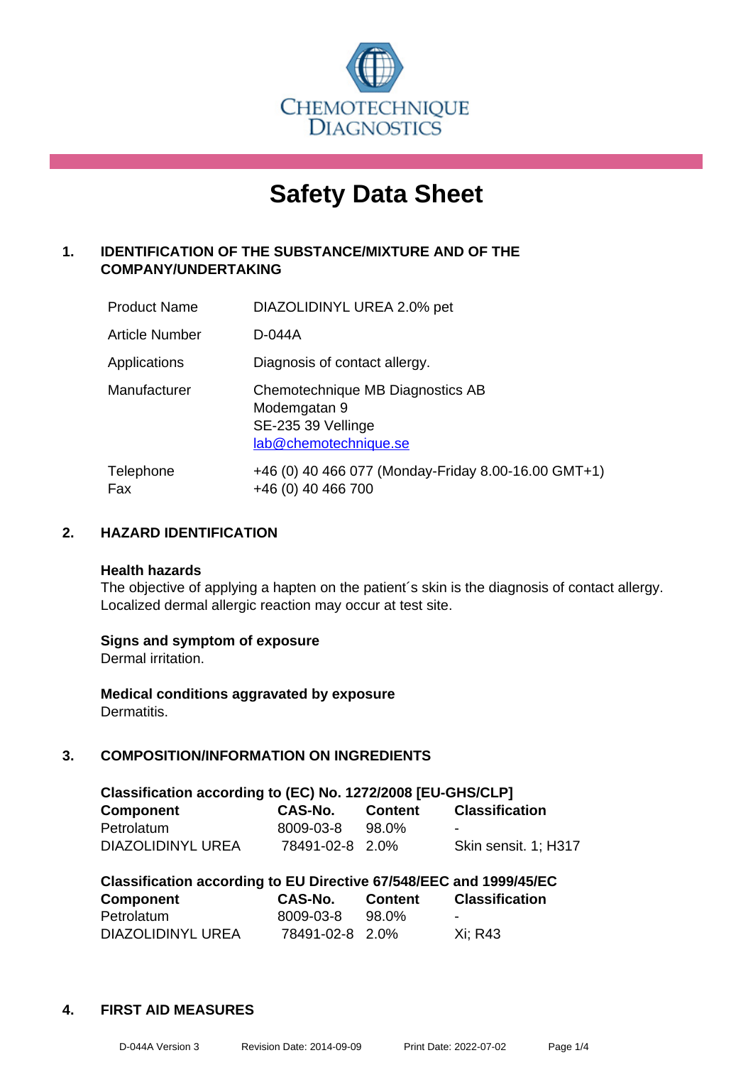CHEMOTECHNIQUE DIAGNOSTICS

# Safety Data Sheet

## 1. IDENTIFICATION OF THE SUBSTANCE/MIXTURE AND OF THE COMPANY/UNDERTAKING

| | |
|---|---|
| Product Name | DIAZOLIDINYL UREA 2.0% pet |
| Article Number | D-044A |
| Applications | Diagnosis of contact allergy. |
| Manufacturer | Chemotechnique MB Diagnostics AB<br>Modemgatan 9<br>SE-235 39 Vellinge<br>lab@chemotechnique.se |
| Telephone<br>Fax | +46 (0) 40 466 077 (Monday-Friday 8.00-16.00 GMT+1)<br>+46 (0) 40 466 700 |

## 2. HAZARD IDENTIFICATION

**Health hazards**

The objective of applying a hapten on the patient´s skin is the diagnosis of contact allergy. Localized dermal allergic reaction may occur at test site.

**Signs and symptom of exposure**

Dermal irritation.

**Medical conditions aggravated by exposure**

Dermatitis.

## 3. COMPOSITION/INFORMATION ON INGREDIENTS

**Classification according to (EC) No. 1272/2008 [EU-GHS/CLP]**

| Component | CAS-No. | Content | Classification |
|---|---|---|---|
| Petrolatum | 8009-03-8 | 98.0% | - |
| DIAZOLIDINYL UREA | 78491-02-8 | 2.0% | Skin sensit. 1; H317 |

**Classification according to EU Directive 67/548/EEC and 1999/45/EC**

| Component | CAS-No. | Content | Classification |
|---|---|---|---|
| Petrolatum | 8009-03-8 | 98.0% | - |
| DIAZOLIDINYL UREA | 78491-02-8 | 2.0% | Xi; R43 |

## 4. FIRST AID MEASURES

D-044A Version 3 Revision Date: 2014-09-09 Print Date: 2022-07-02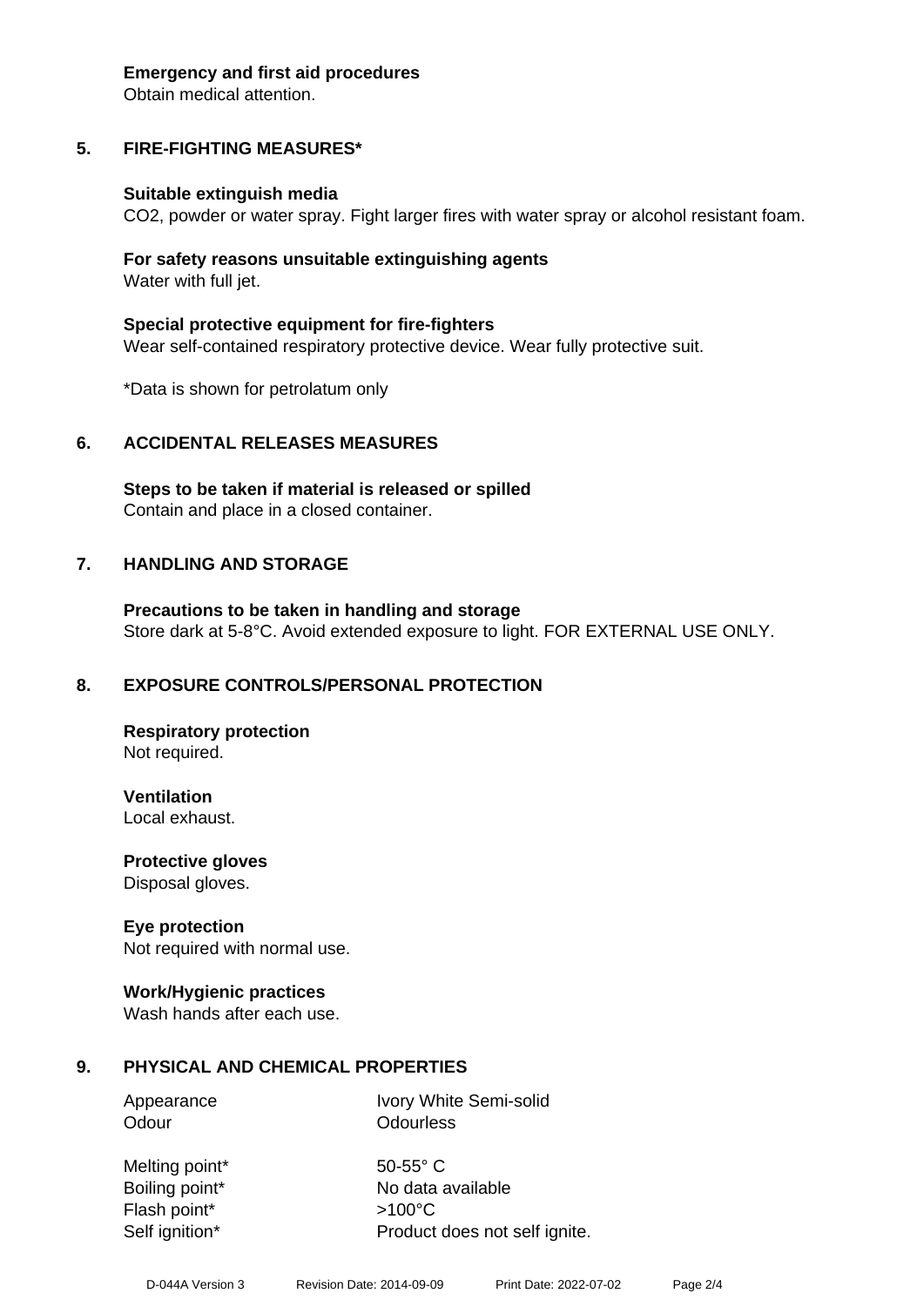**Emergency and first aid procedures**
Obtain medical attention.

## 5. FIRE-FIGHTING MEASURES*

**Suitable extinguish media**
$CO_2$, powder or water spray. Fight larger fires with water spray or alcohol resistant foam.

**For safety reasons unsuitable extinguishing agents**
Water with full jet.

**Special protective equipment for fire-fighters**
Wear self-contained respiratory protective device. Wear fully protective suit.

*Data is shown for petrolatum only

## 6. ACCIDENTAL RELEASES MEASURES

**Steps to be taken if material is released or spilled**
Contain and place in a closed container.

## 7. HANDLING AND STORAGE

**Precautions to be taken in handling and storage**
Store dark at 5-8°C. Avoid extended exposure to light. FOR EXTERNAL USE ONLY.

## 8. EXPOSURE CONTROLS/PERSONAL PROTECTION

**Respiratory protection**
Not required.

**Ventilation**
Local exhaust.

**Protective gloves**
Disposal gloves.

**Eye protection**
Not required with normal use.

**Work/Hygienic practices**
Wash hands after each use.

## 9. PHYSICAL AND CHEMICAL PROPERTIES

| | |
|---|---|
| Appearance | Ivory White Semi-solid |
| Odour | Odourless |
| Melting point* | 50-55° C |
| Boiling point* | No data available |
| Flash point* | >100°C |
| Self ignition* | Product does not self ignite. |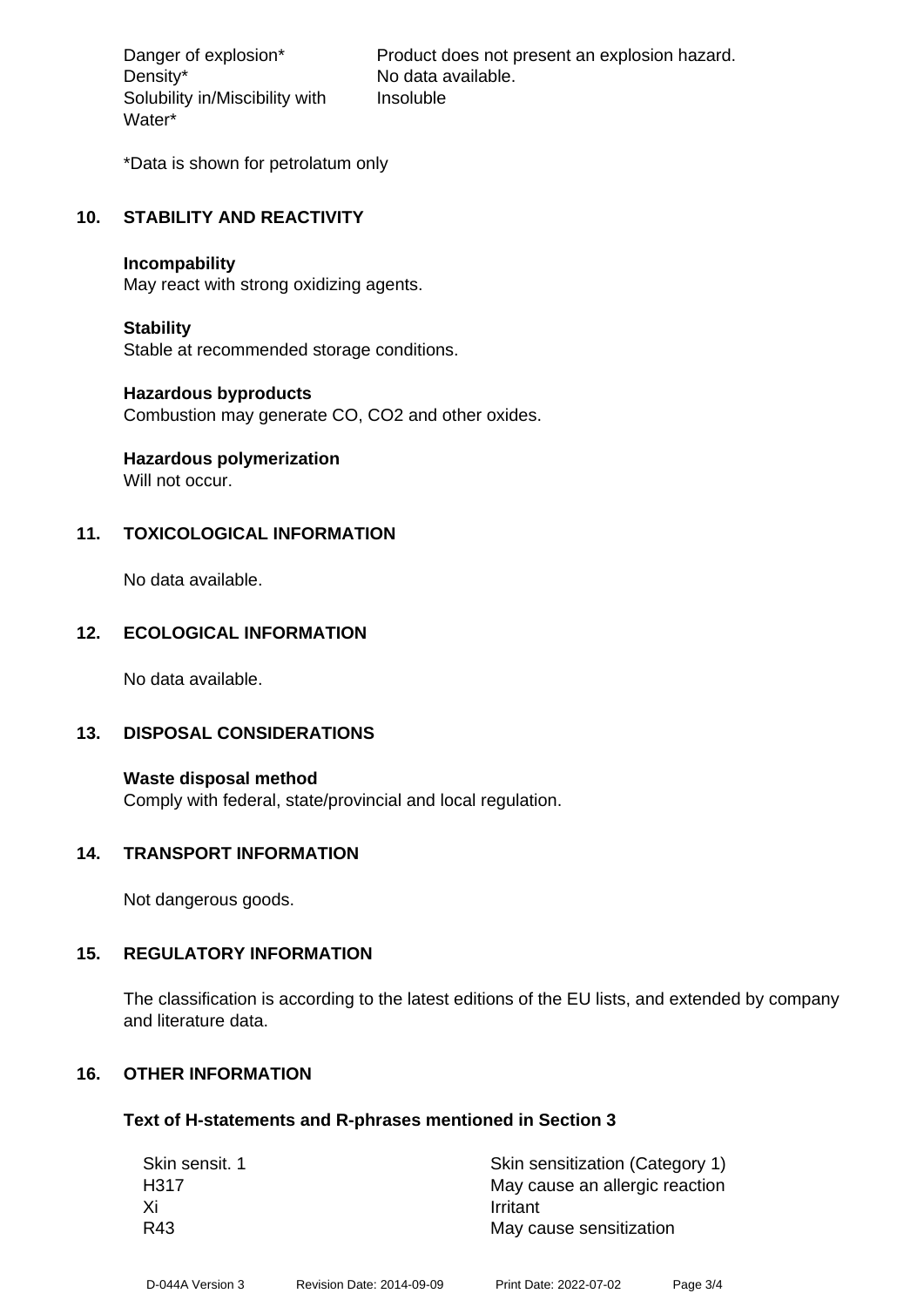| | |
|---|---|
| Danger of explosion* | Product does not present an explosion hazard. |
| Density* | No data available. |
| Solubility in/Miscibility with Water* | Insoluble |

*Data is shown for petrolatum only

## 10. STABILITY AND REACTIVITY

**Incompability**
May react with strong oxidizing agents.

**Stability**
Stable at recommended storage conditions.

**Hazardous byproducts**
Combustion may generate CO, $CO_2$ and other oxides.

**Hazardous polymerization**
Will not occur.

## 11. TOXICOLOGICAL INFORMATION

No data available.

## 12. ECOLOGICAL INFORMATION

No data available.

## 13. DISPOSAL CONSIDERATIONS

**Waste disposal method**
Comply with federal, state/provincial and local regulation.

## 14. TRANSPORT INFORMATION

Not dangerous goods.

## 15. REGULATORY INFORMATION

The classification is according to the latest editions of the EU lists, and extended by company and literature data.

## 16. OTHER INFORMATION

### Text of H-statements and R-phrases mentioned in Section 3

| | |
|---|---|
| Skin sensit. 1 | Skin sensitization (Category 1) |
| H317 | May cause an allergic reaction |
| Xi | Irritant |
| R43 | May cause sensitization |

D-044A Version 3 Revision Date: 2014-09-09 Print Date: 2022-07-02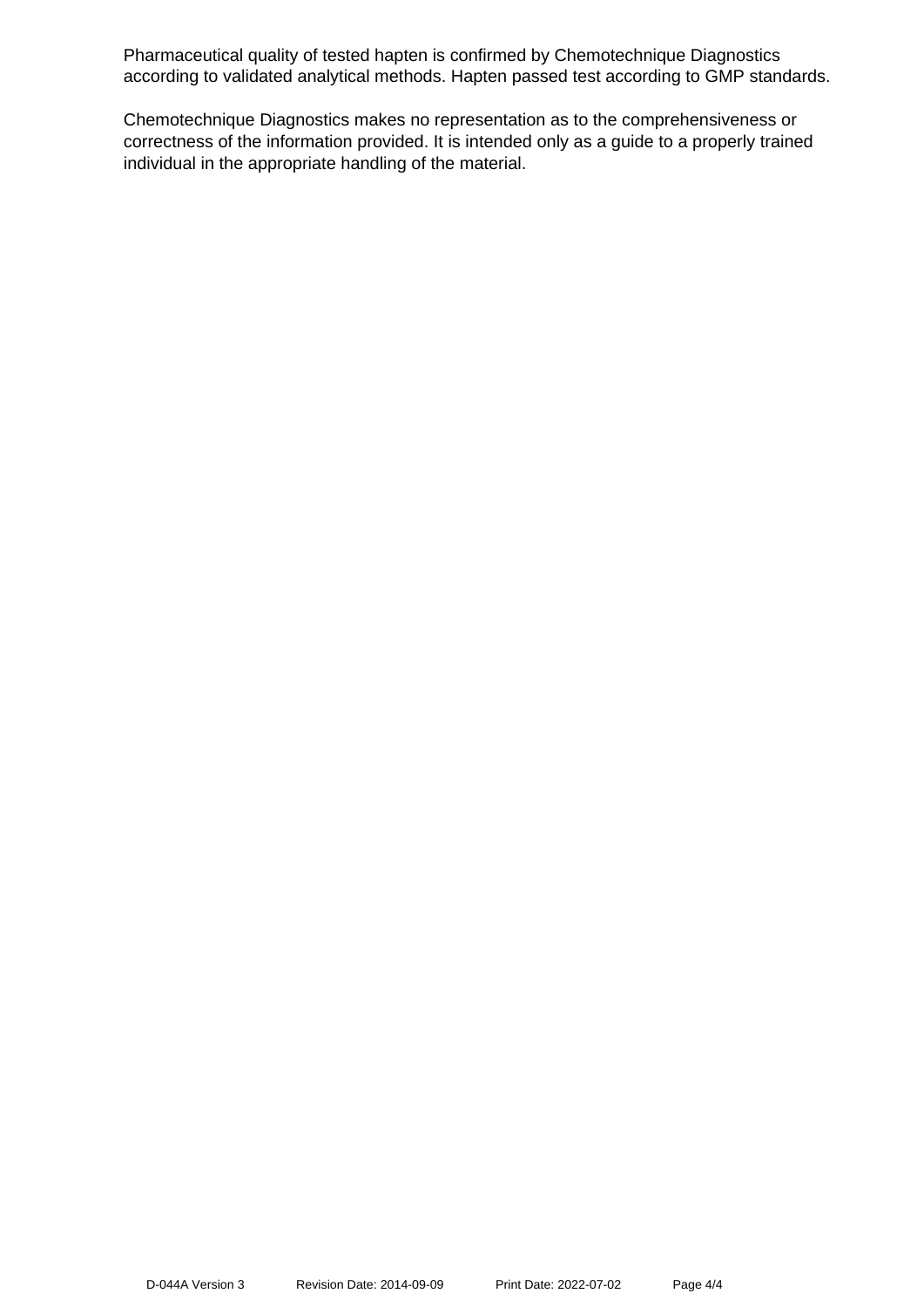Pharmaceutical quality of tested hapten is confirmed by Chemotechnique Diagnostics according to validated analytical methods. Hapten passed test according to GMP standards.

Chemotechnique Diagnostics makes no representation as to the comprehensiveness or correctness of the information provided. It is intended only as a guide to a properly trained individual in the appropriate handling of the material.